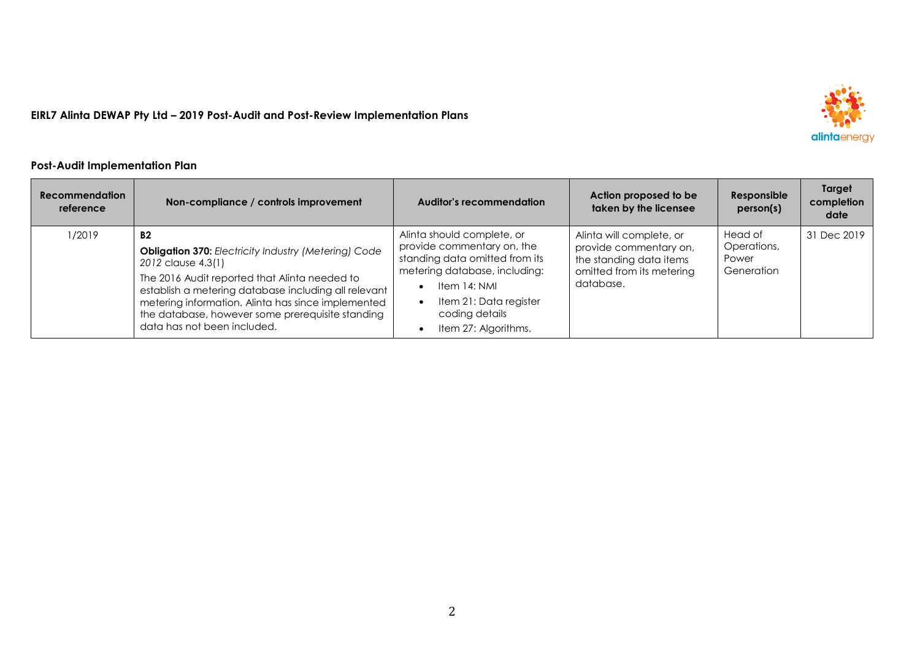**EIRL7 Alinta DEWAP Pty Ltd – 2019 Post-Audit and Post-Review Implementation Plans**

### Post-Audit Implementation Plan

| Recommendation reference | Non-compliance / controls improvement | Auditor's recommendation | Action proposed to be taken by the licensee | Responsible person(s) | Target completion date |
|---|---|---|---|---|---|
| 1/2019 | **B2**<br>**Obligation 370:** *Electricity Industry (Metering) Code 2012* clause 4.3(1)<br>The 2016 Audit reported that Alinta needed to establish a metering database including all relevant metering information. Alinta has since implemented the database, however some prerequisite standing data has not been included. | Alinta should complete, or provide commentary on, the standing data omitted from its metering database, including:<br>• Item 14: NMI<br>• Item 21: Data register coding details<br>• Item 27: Algorithms. | Alinta will complete, or provide commentary on, the standing data items omitted from its metering database. | Head of Operations, Power Generation | 31 Dec 2019 |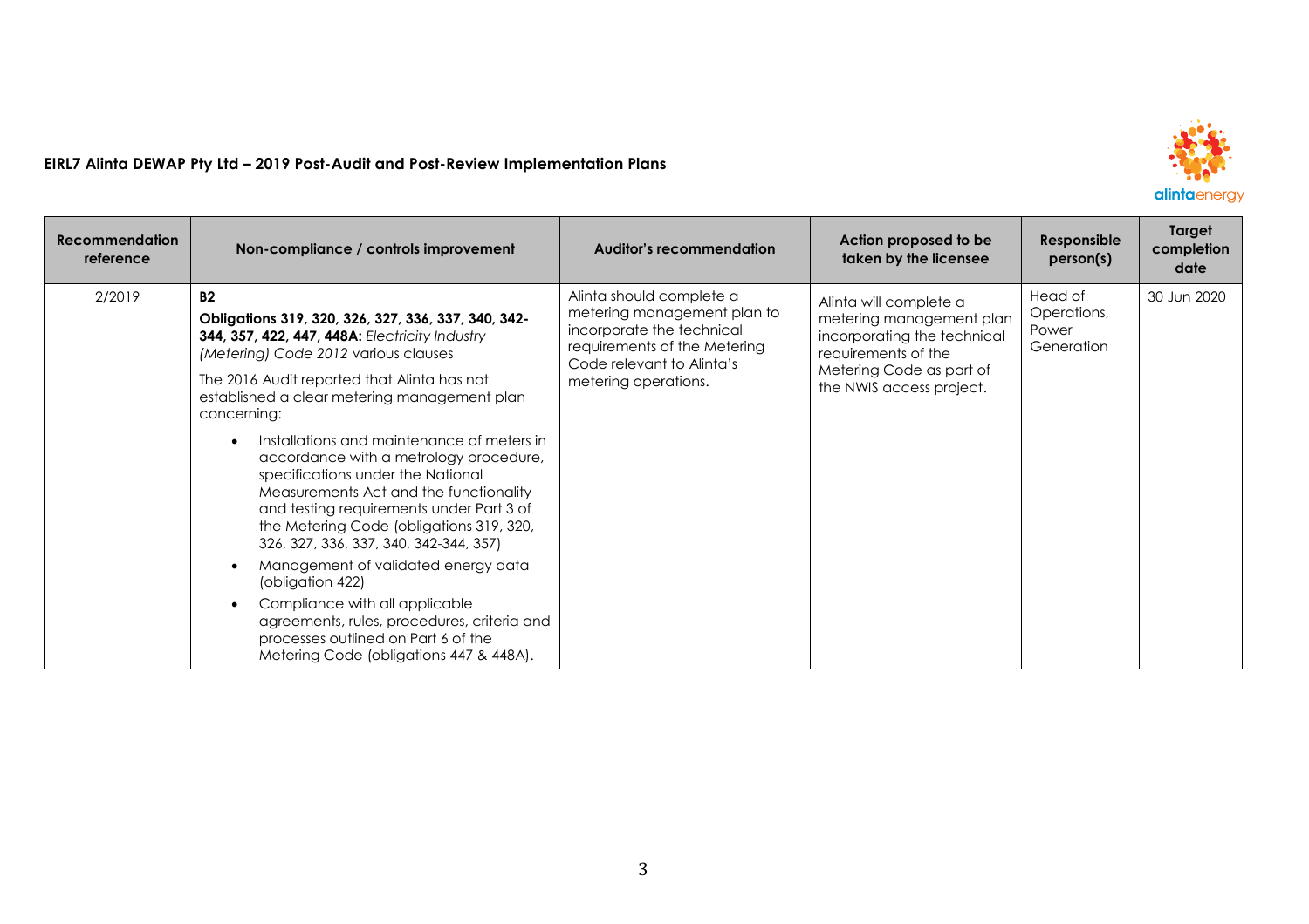**EIRL7 Alinta DEWAP Pty Ltd – 2019 Post-Audit and Post-Review Implementation Plans**

| Recommendation reference | Non-compliance / controls improvement | Auditor's recommendation | Action proposed to be taken by the licensee | Responsible person(s) | Target completion date |
|---|---|---|---|---|---|
| 2/2019 | **B2**<br>**Obligations 319, 320, 326, 327, 336, 337, 340, 342-344, 357, 422, 447, 448A:** *Electricity Industry (Metering) Code 2012* various clauses<br>The 2016 Audit reported that Alinta has not established a clear metering management plan concerning:<br>• Installations and maintenance of meters in accordance with a metrology procedure, specifications under the National Measurements Act and the functionality and testing requirements under Part 3 of the Metering Code (obligations 319, 320, 326, 327, 336, 337, 340, 342-344, 357)<br>• Management of validated energy data (obligation 422)<br>• Compliance with all applicable agreements, rules, procedures, criteria and processes outlined on Part 6 of the Metering Code (obligations 447 & 448A). | Alinta should complete a metering management plan to incorporate the technical requirements of the Metering Code relevant to Alinta's metering operations. | Alinta will complete a metering management plan incorporating the technical requirements of the Metering Code as part of the NWIS access project. | Head of Operations, Power Generation | 30 Jun 2020 |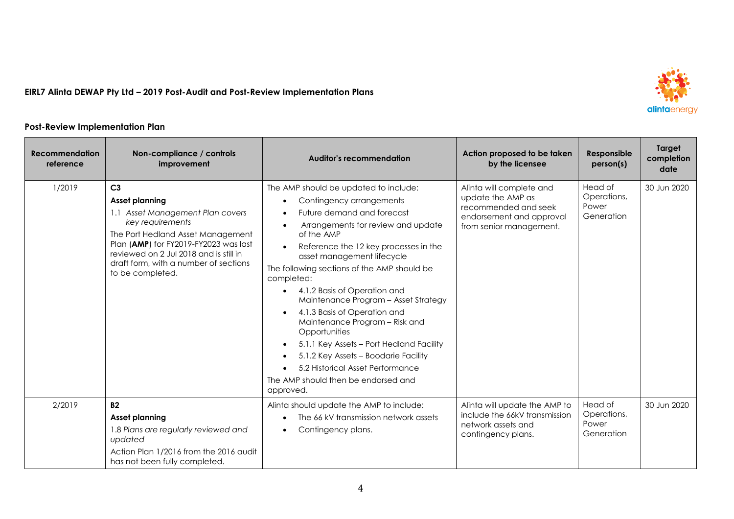### EIRL7 Alinta DEWAP Pty Ltd – 2019 Post-Audit and Post-Review Implementation Plans

### Post-Review Implementation Plan

| Recommendation reference | Non-compliance / controls improvement | Auditor's recommendation | Action proposed to be taken by the licensee | Responsible person(s) | Target completion date |
|---|---|---|---|---|---|
| 1/2019 | **C3**<br>**Asset planning**<br>1.1 *Asset Management Plan covers key requirements*<br>The Port Hedland Asset Management Plan (**AMP**) for FY2019-FY2023 was last reviewed on 2 Jul 2018 and is still in draft form, with a number of sections to be completed. | The AMP should be updated to include:<br>• Contingency arrangements<br>• Future demand and forecast<br>• Arrangements for review and update of the AMP<br>• Reference the 12 key processes in the asset management lifecycle<br>The following sections of the AMP should be completed:<br>• 4.1.2 Basis of Operation and Maintenance Program – Asset Strategy<br>• 4.1.3 Basis of Operation and Maintenance Program – Risk and Opportunities<br>• 5.1.1 Key Assets – Port Hedland Facility<br>• 5.1.2 Key Assets – Boodarie Facility<br>• 5.2 Historical Asset Performance<br>The AMP should then be endorsed and approved. | Alinta will complete and update the AMP as recommended and seek endorsement and approval from senior management. | Head of Operations, Power Generation | 30 Jun 2020 |
| 2/2019 | **B2**<br>**Asset planning**<br>1.8 *Plans are regularly reviewed and updated*<br>Action Plan 1/2016 from the 2016 audit has not been fully completed. | Alinta should update the AMP to include:<br>• The 66 kV transmission network assets<br>• Contingency plans. | Alinta will update the AMP to include the 66kV transmission network assets and contingency plans. | Head of Operations, Power Generation | 30 Jun 2020 |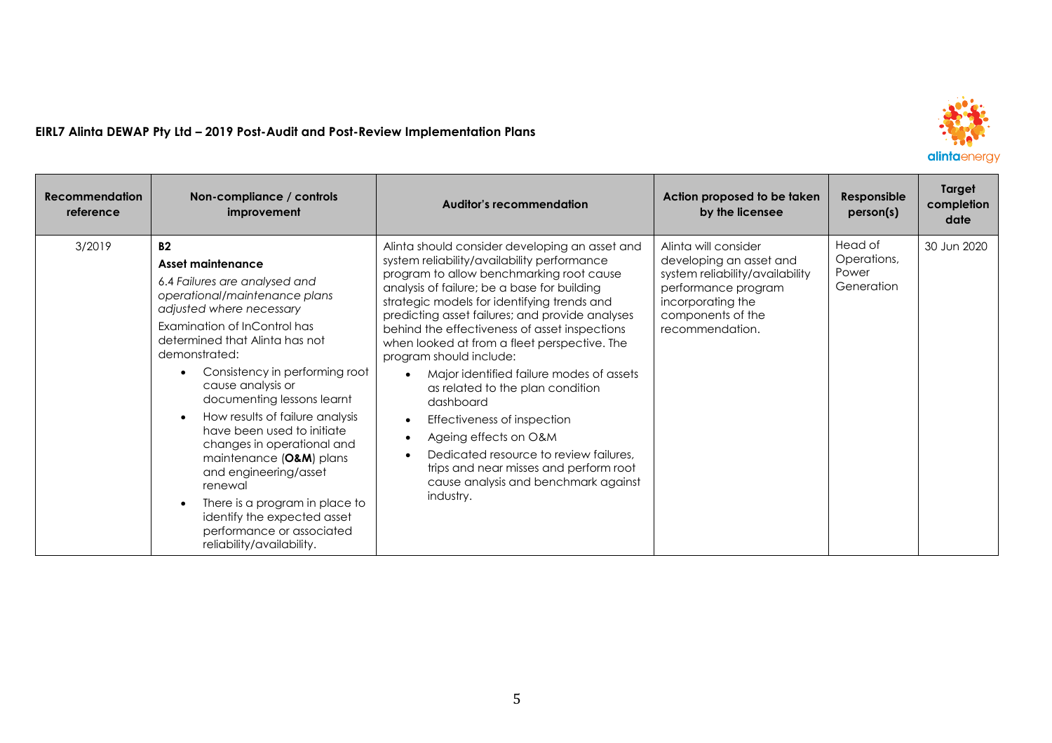**EIRL7 Alinta DEWAP Pty Ltd – 2019 Post-Audit and Post-Review Implementation Plans**

| Recommendation reference | Non-compliance / controls improvement | Auditor's recommendation | Action proposed to be taken by the licensee | Responsible person(s) | Target completion date |
|---|---|---|---|---|---|
| 3/2019 | **B2**<br>**Asset maintenance**<br>*6.4 Failures are analysed and operational/maintenance plans adjusted where necessary*<br>Examination of InControl has determined that Alinta has not demonstrated:<br>• Consistency in performing root cause analysis or documenting lessons learnt<br>• How results of failure analysis have been used to initiate changes in operational and maintenance (**O&M**) plans and engineering/asset renewal<br>• There is a program in place to identify the expected asset performance or associated reliability/availability. | Alinta should consider developing an asset and system reliability/availability performance program to allow benchmarking root cause analysis of failure; be a base for building strategic models for identifying trends and predicting asset failures; and provide analyses behind the effectiveness of asset inspections when looked at from a fleet perspective. The program should include:<br>• Major identified failure modes of assets as related to the plan condition dashboard<br>• Effectiveness of inspection<br>• Ageing effects on O&M<br>• Dedicated resource to review failures, trips and near misses and perform root cause analysis and benchmark against industry. | Alinta will consider developing an asset and system reliability/availability performance program incorporating the components of the recommendation. | Head of Operations, Power Generation | 30 Jun 2020 |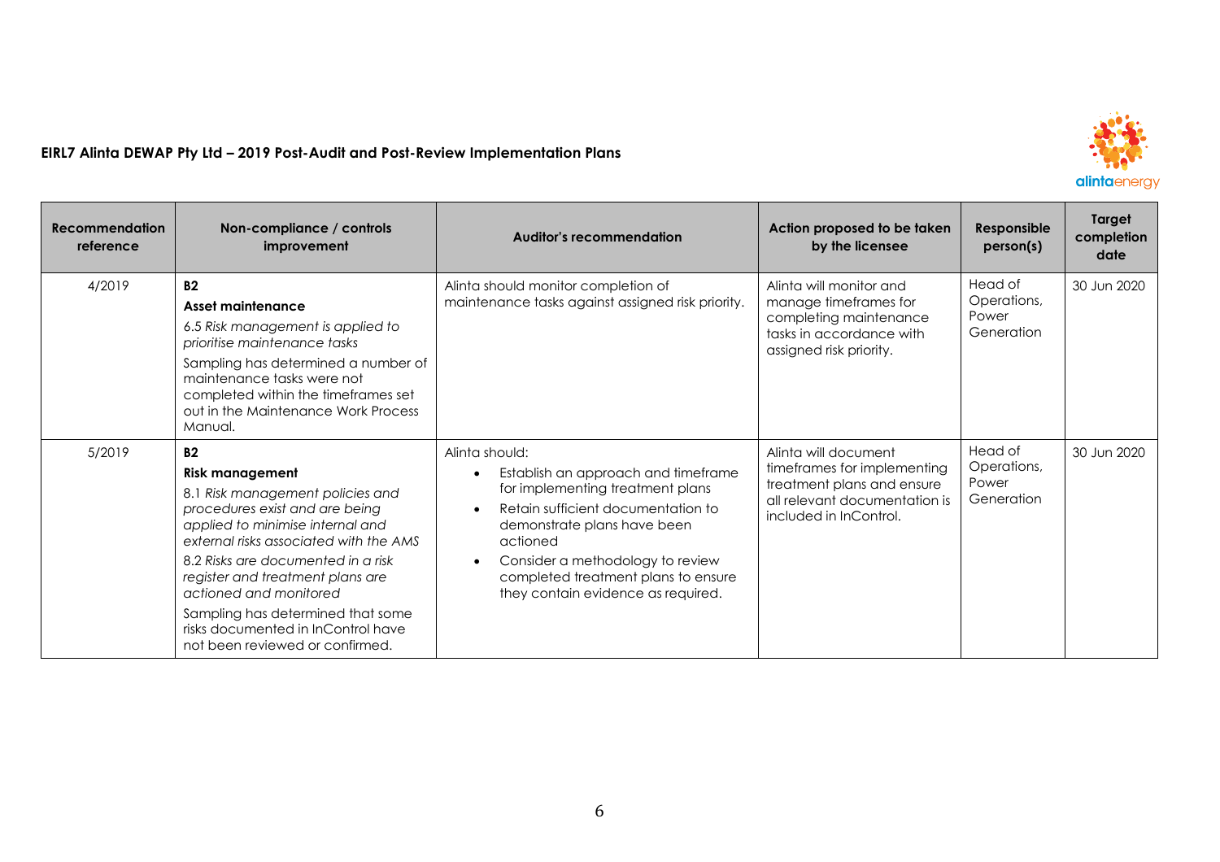**EIRL7 Alinta DEWAP Pty Ltd – 2019 Post-Audit and Post-Review Implementation Plans**

| Recommendation reference | Non-compliance / controls improvement | Auditor's recommendation | Action proposed to be taken by the licensee | Responsible person(s) | Target completion date |
|---|---|---|---|---|---|
| 4/2019 | **B2**<br>**Asset maintenance**<br>*6.5 Risk management is applied to prioritise maintenance tasks*<br>Sampling has determined a number of maintenance tasks were not completed within the timeframes set out in the Maintenance Work Process Manual. | Alinta should monitor completion of maintenance tasks against assigned risk priority. | Alinta will monitor and manage timeframes for completing maintenance tasks in accordance with assigned risk priority. | Head of Operations, Power Generation | 30 Jun 2020 |
| 5/2019 | **B2**<br>**Risk management**<br>*8.1 Risk management policies and procedures exist and are being applied to minimise internal and external risks associated with the AMS*<br>*8.2 Risks are documented in a risk register and treatment plans are actioned and monitored*<br>Sampling has determined that some risks documented in InControl have not been reviewed or confirmed. | Alinta should:<br>• Establish an approach and timeframe for implementing treatment plans<br>• Retain sufficient documentation to demonstrate plans have been actioned<br>• Consider a methodology to review completed treatment plans to ensure they contain evidence as required. | Alinta will document timeframes for implementing treatment plans and ensure all relevant documentation is included in InControl. | Head of Operations, Power Generation | 30 Jun 2020 |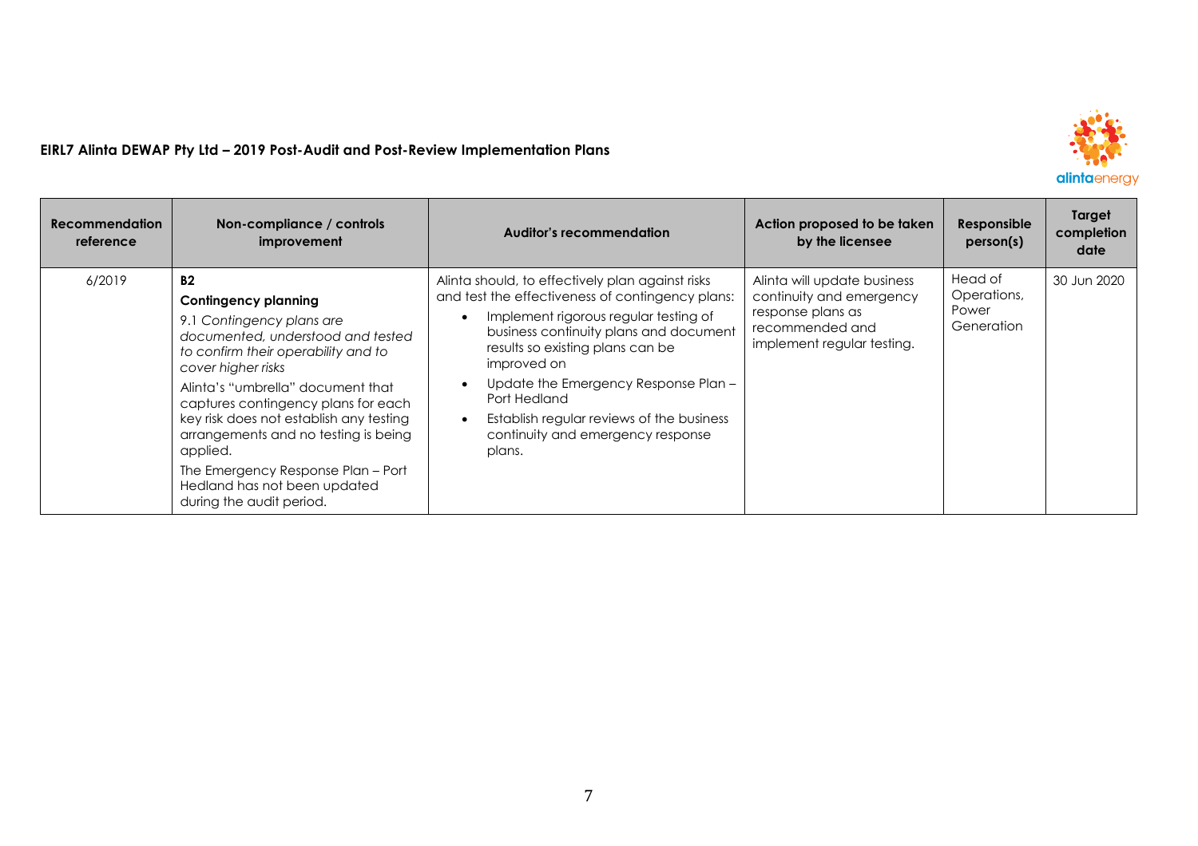**EIRL7 Alinta DEWAP Pty Ltd – 2019 Post-Audit and Post-Review Implementation Plans**

| Recommendation reference | Non-compliance / controls improvement | Auditor's recommendation | Action proposed to be taken by the licensee | Responsible person(s) | Target completion date |
|---|---|---|---|---|---|
| 6/2019 | **B2**<br>**Contingency planning**<br>*9.1 Contingency plans are documented, understood and tested to confirm their operability and to cover higher risks*<br>Alinta's "umbrella" document that captures contingency plans for each key risk does not establish any testing arrangements and no testing is being applied.<br>The Emergency Response Plan – Port Hedland has not been updated during the audit period. | Alinta should, to effectively plan against risks and test the effectiveness of contingency plans:<br>• Implement rigorous regular testing of business continuity plans and document results so existing plans can be improved on<br>• Update the Emergency Response Plan – Port Hedland<br>• Establish regular reviews of the business continuity and emergency response plans. | Alinta will update business continuity and emergency response plans as recommended and implement regular testing. | Head of Operations, Power Generation | 30 Jun 2020 |